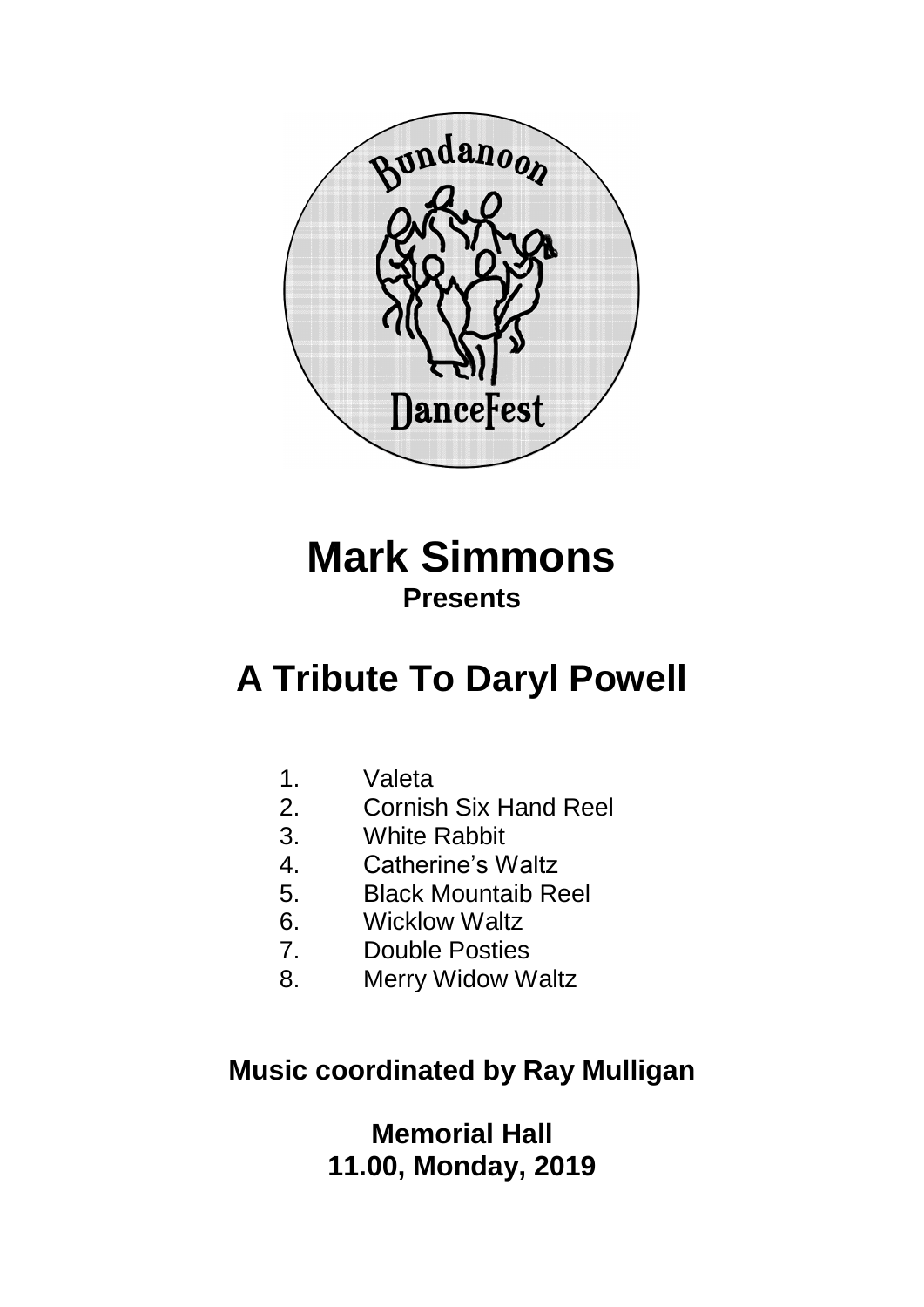# Mark Simmons

**Presents**

# A Tribute To Daryl Powell

1. Valeta
2. Cornish Six Hand Reel
3. White Rabbit
4. Catherine's Waltz
5. Black Mountaib Reel
6. Wicklow Waltz
7. Double Posties
8. Merry Widow Waltz

**Music coordinated by Ray Mulligan**

**Memorial Hall**
**11.00, Monday, 2019**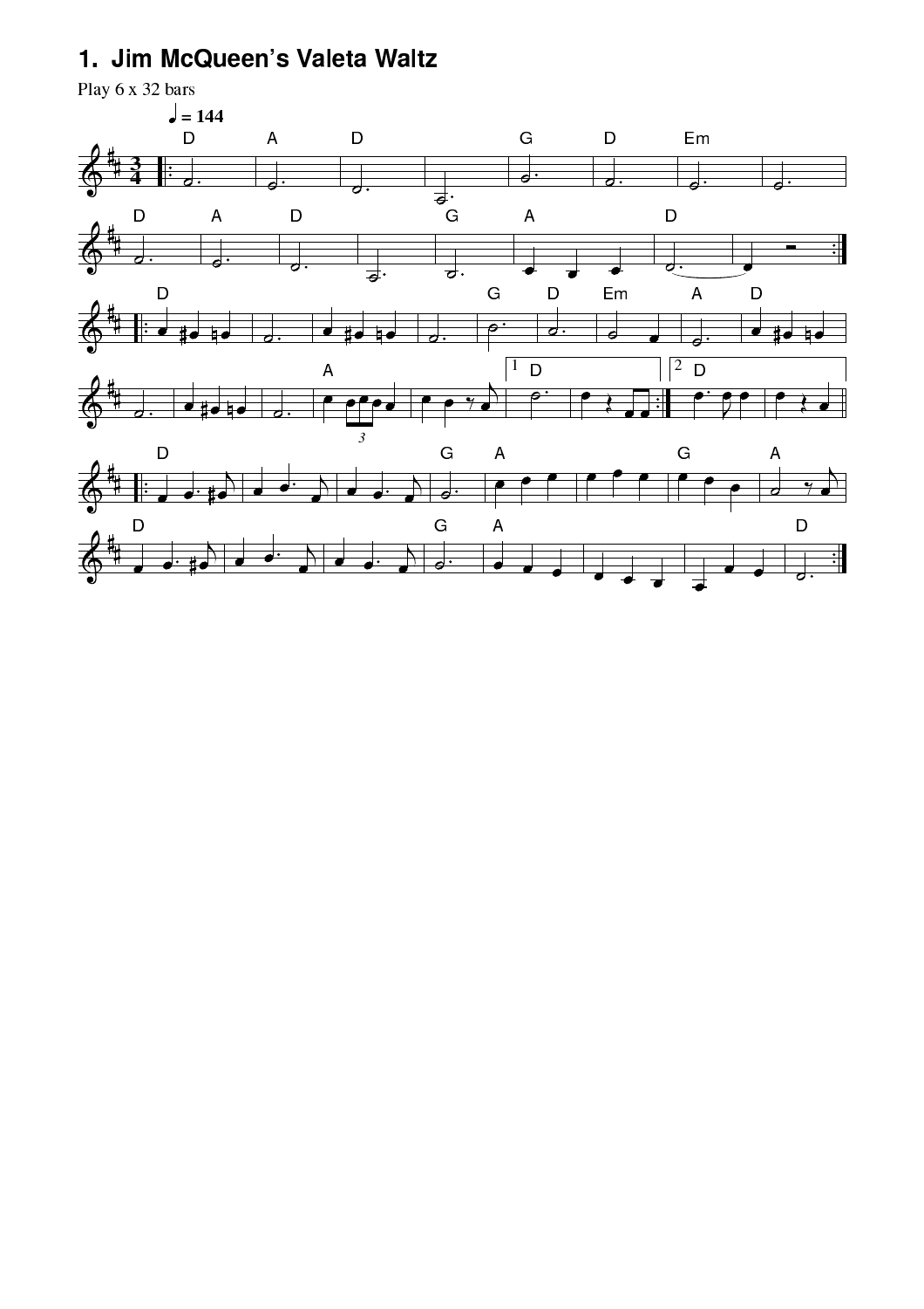## 1. Jim McQueen's Valeta Waltz

Play 6 x 32 bars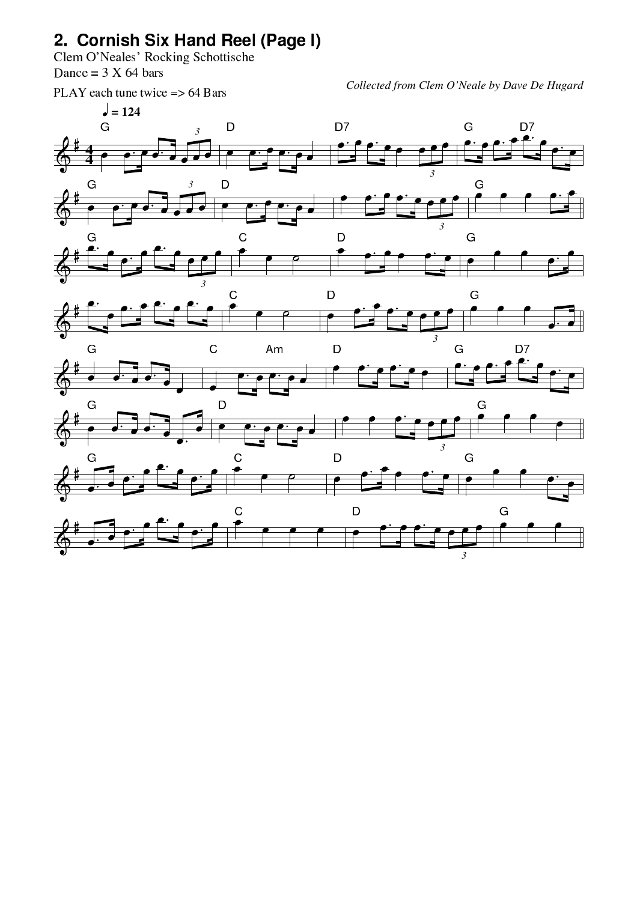## 2. Cornish Six Hand Reel (Page I)

Clem O'Neales' Rocking Schottische

Dance = 3 X 64 bars

PLAY each tune twice => 64 Bars

*Collected from Clem O'Neale by Dave De Hugard*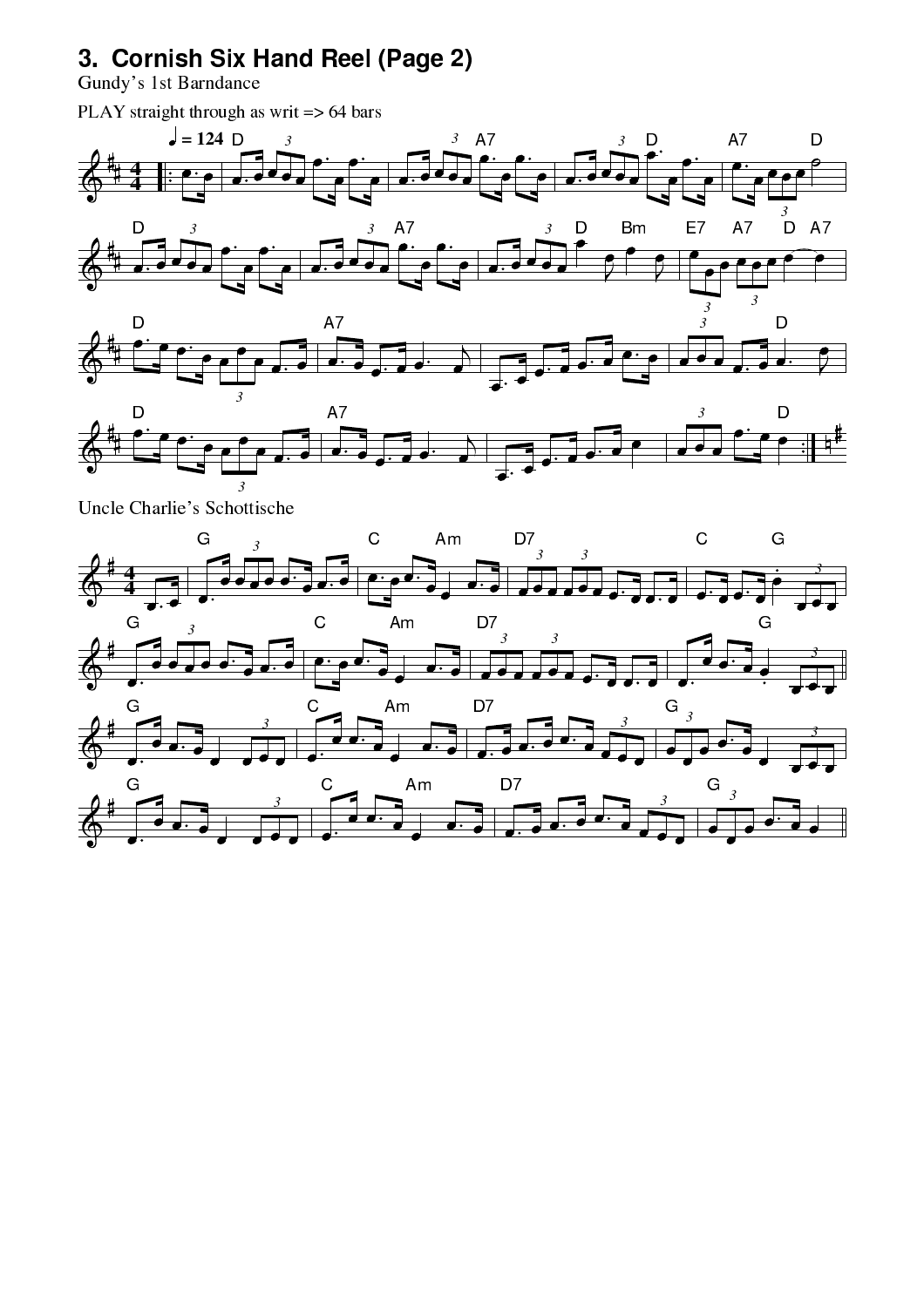# 3. Cornish Six Hand Reel (Page 2)

Gundy's 1st Barndance

PLAY straight through as writ => 64 bars

Uncle Charlie's Schottische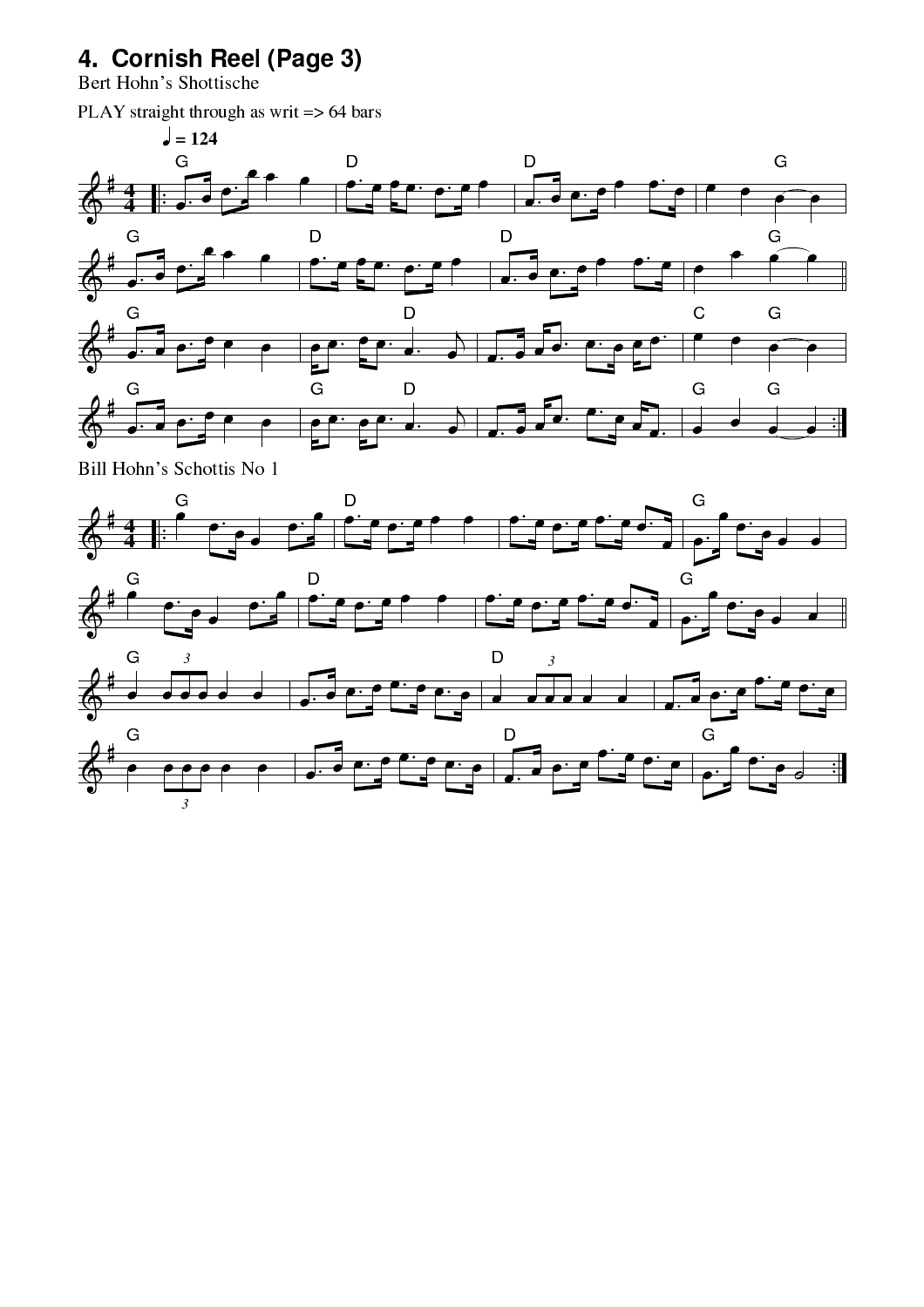# 4. Cornish Reel (Page 3)

Bert Hohn's Shottische

PLAY straight through as writ => 64 bars

Bill Hohn's Schottis No 1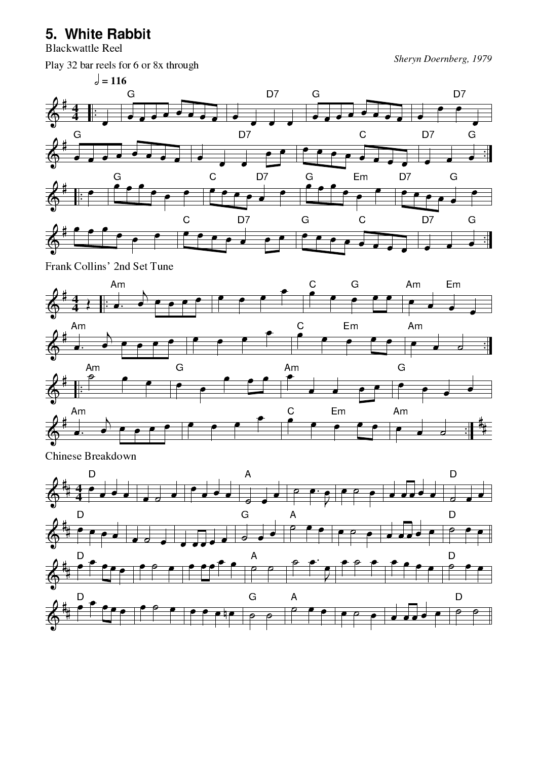# 5. White Rabbit

Blackwattle Reel

*Sheryn Doernberg, 1979*

Play 32 bar reels for 6 or 8x through

Frank Collins' 2nd Set Tune

Chinese Breakdown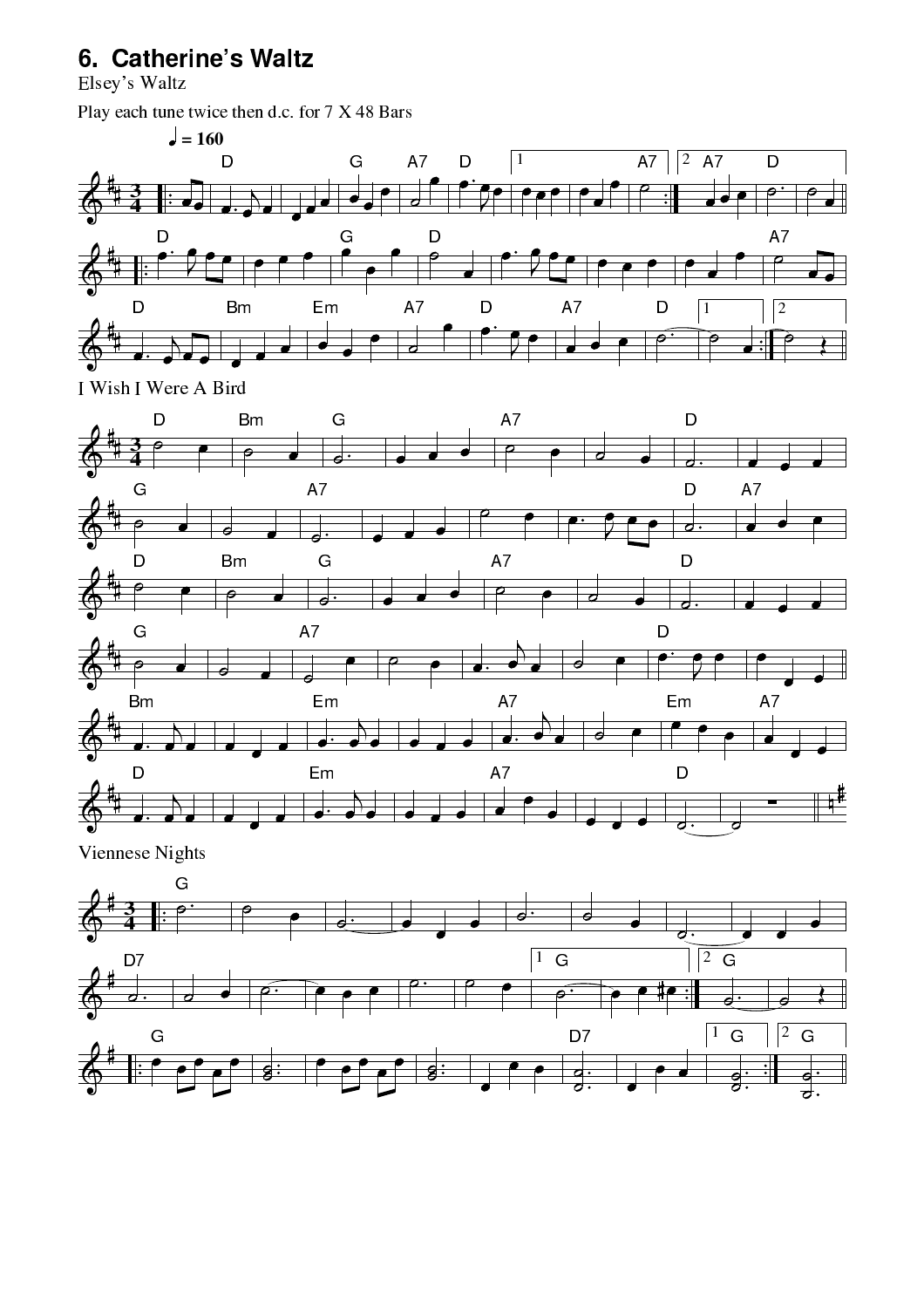# 6. Catherine's Waltz

Elsey's Waltz

Play each tune twice then d.c. for 7 X 48 Bars

I Wish I Were A Bird

Viennese Nights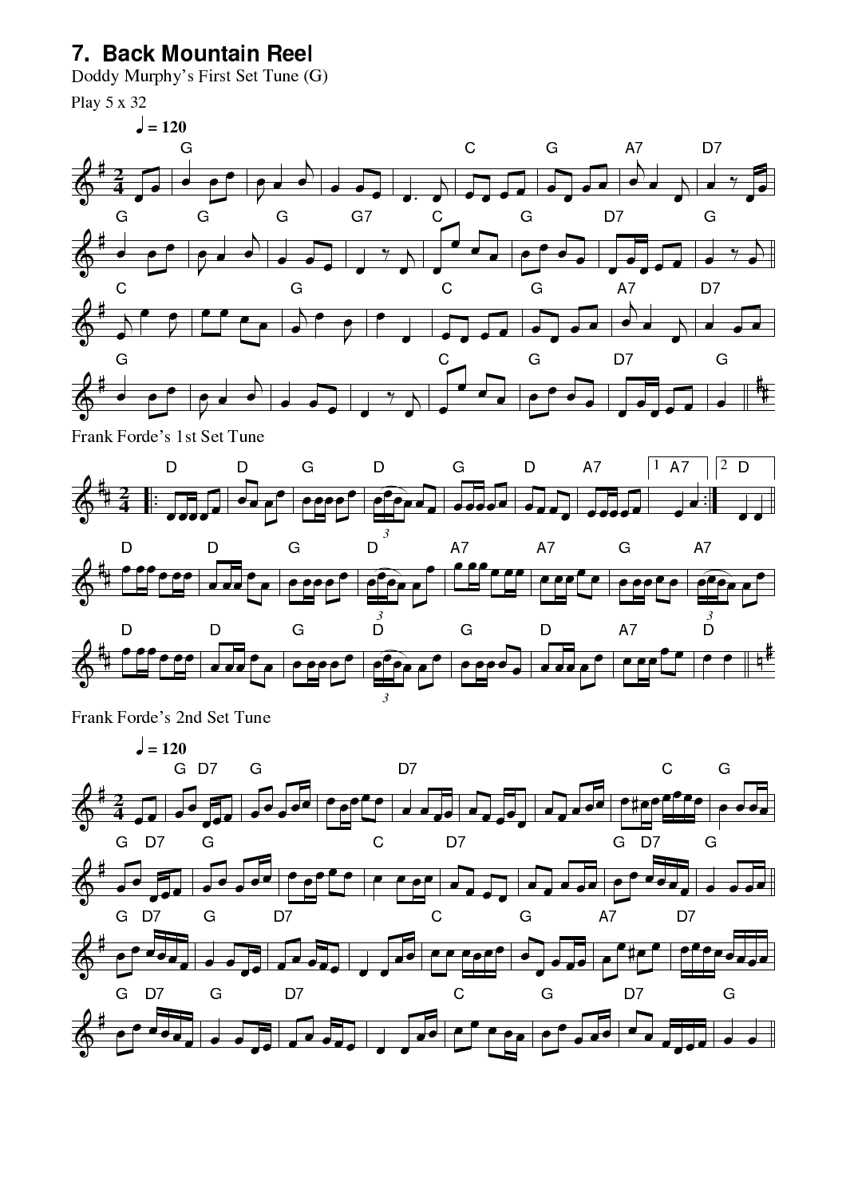# 7. Back Mountain Reel

Doddy Murphy's First Set Tune (G)

Play 5 x 32

Frank Forde's 1st Set Tune

Frank Forde's 2nd Set Tune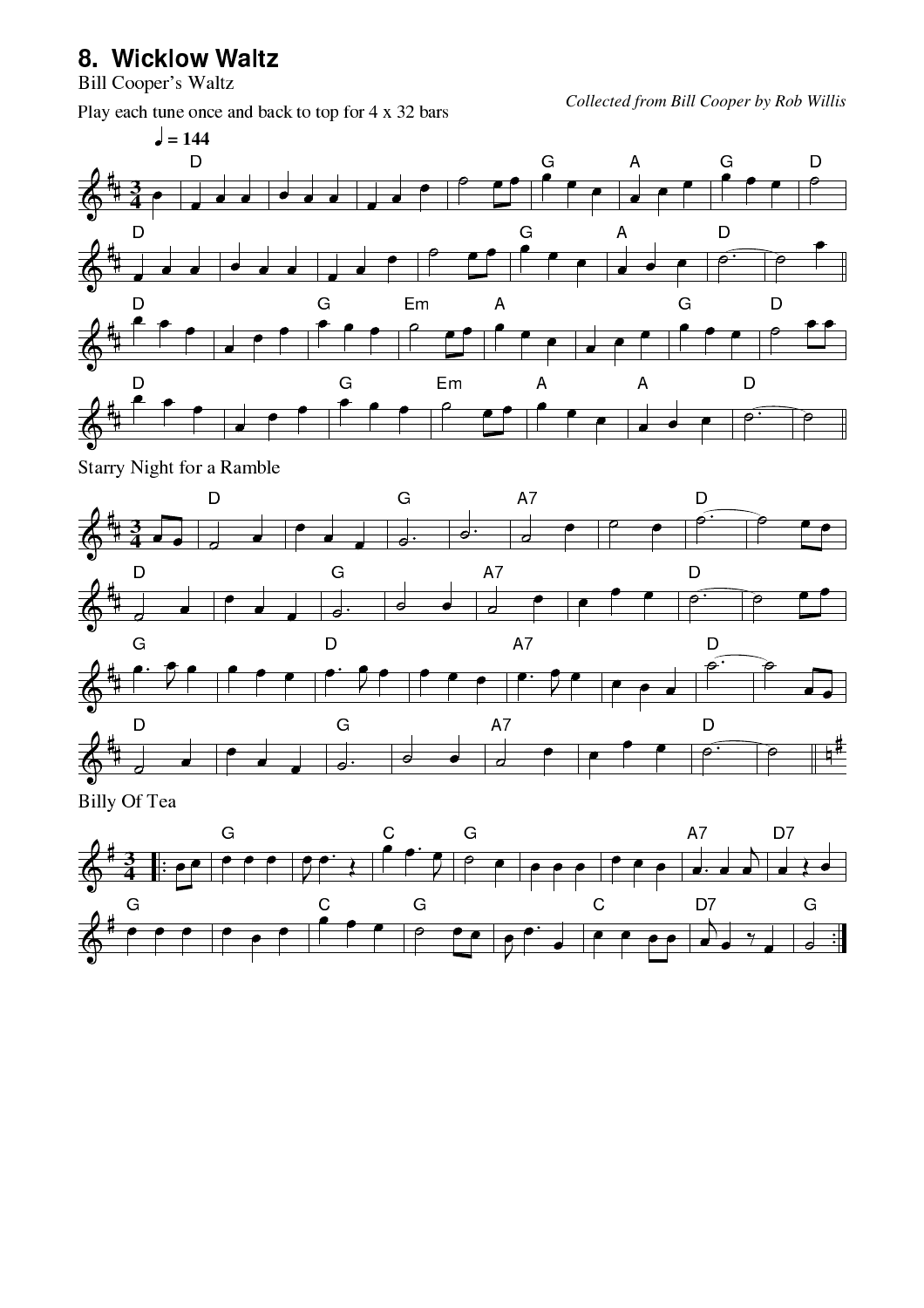# 8. Wicklow Waltz

Bill Cooper's Waltz

*Collected from Bill Cooper by Rob Willis*

Play each tune once and back to top for 4 x 32 bars

Starry Night for a Ramble

Billy Of Tea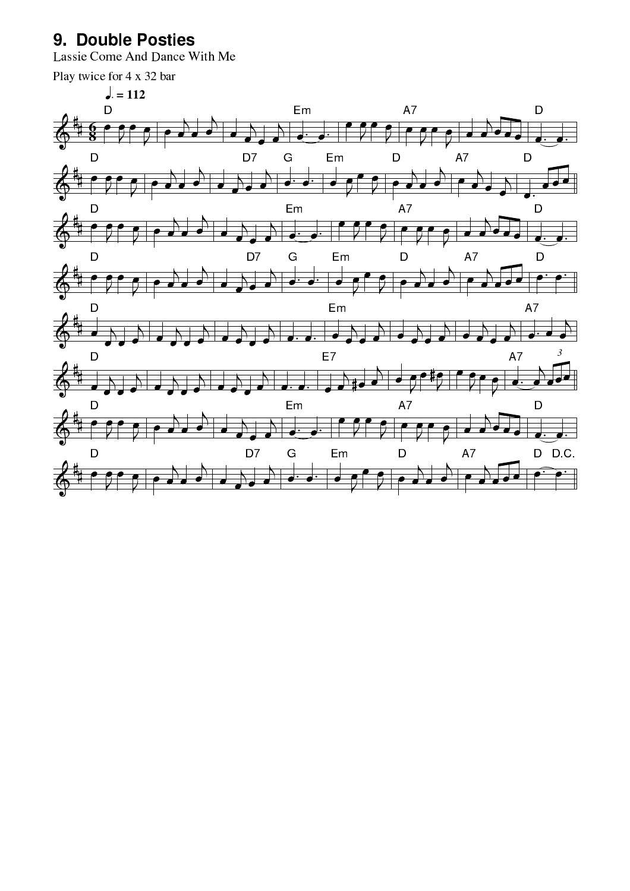# 9. Double Posties

Lassie Come And Dance With Me

Play twice for 4 x 32 bar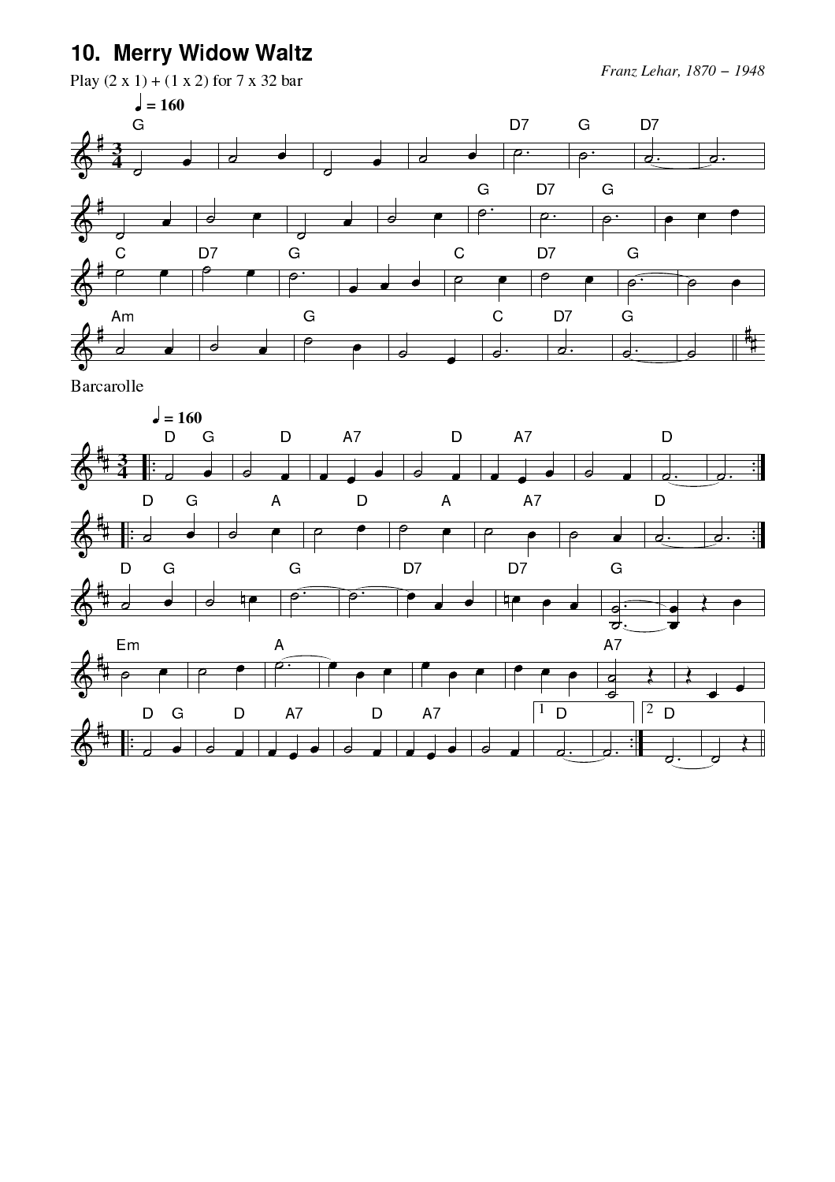# 10. Merry Widow Waltz

*Franz Lehar, 1870 – 1948*

Play (2 x 1) + (1 x 2) for 7 x 32 bar

Barcarolle